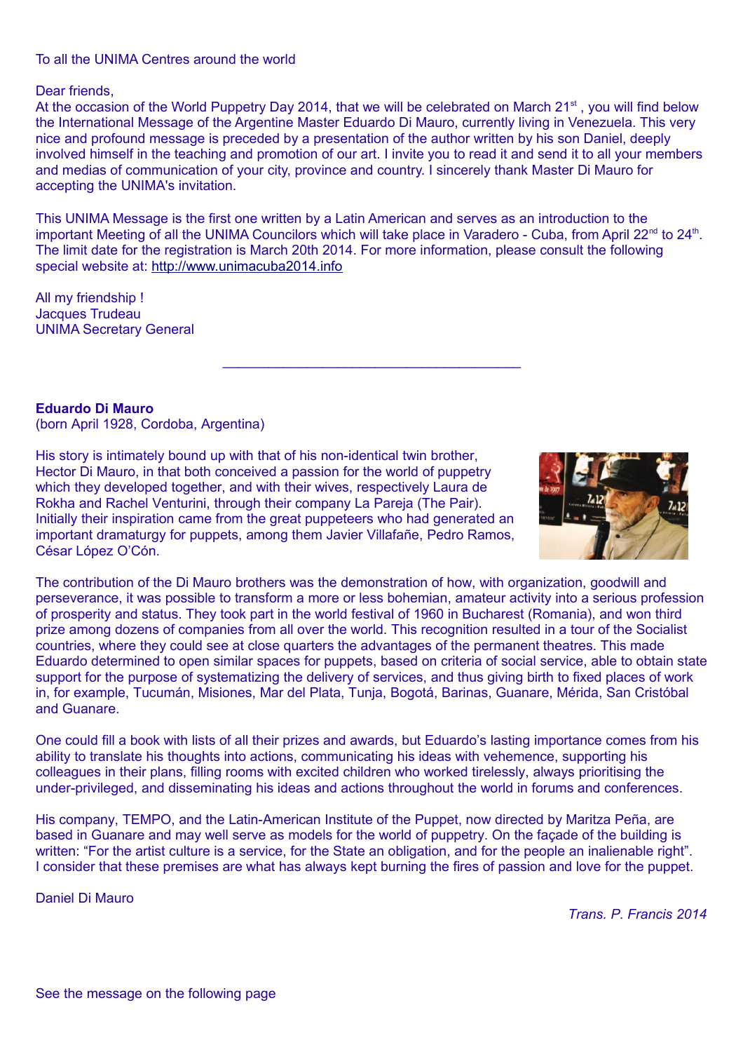To all the UNIMA Centres around the world

Dear friends,
At the occasion of the World Puppetry Day 2014, that we will be celebrated on March 21st , you will find below the International Message of the Argentine Master Eduardo Di Mauro, currently living in Venezuela. This very nice and profound message is preceded by a presentation of the author written by his son Daniel, deeply involved himself in the teaching and promotion of our art. I invite you to read it and send it to all your members and medias of communication of your city, province and country. I sincerely thank Master Di Mauro for accepting the UNIMA's invitation.

This UNIMA Message is the first one written by a Latin American and serves as an introduction to the important Meeting of all the UNIMA Councilors which will take place in Varadero - Cuba, from April 22nd to 24th. The limit date for the registration is March 20th 2014. For more information, please consult the following special website at: http://www.unimacuba2014.info

All my friendship !
Jacques Trudeau
UNIMA Secretary General

---

**Eduardo Di Mauro**
(born April 1928, Cordoba, Argentina)

His story is intimately bound up with that of his non-identical twin brother, Hector Di Mauro, in that both conceived a passion for the world of puppetry which they developed together, and with their wives, respectively Laura de Rokha and Rachel Venturini, through their company La Pareja (The Pair). Initially their inspiration came from the great puppeteers who had generated an important dramaturgy for puppets, among them Javier Villafañe, Pedro Ramos, César López O'Cón.

The contribution of the Di Mauro brothers was the demonstration of how, with organization, goodwill and perseverance, it was possible to transform a more or less bohemian, amateur activity into a serious profession of prosperity and status. They took part in the world festival of 1960 in Bucharest (Romania), and won third prize among dozens of companies from all over the world. This recognition resulted in a tour of the Socialist countries, where they could see at close quarters the advantages of the permanent theatres. This made Eduardo determined to open similar spaces for puppets, based on criteria of social service, able to obtain state support for the purpose of systematizing the delivery of services, and thus giving birth to fixed places of work in, for example, Tucumán, Misiones, Mar del Plata, Tunja, Bogotá, Barinas, Guanare, Mérida, San Cristóbal and Guanare.

One could fill a book with lists of all their prizes and awards, but Eduardo's lasting importance comes from his ability to translate his thoughts into actions, communicating his ideas with vehemence, supporting his colleagues in their plans, filling rooms with excited children who worked tirelessly, always prioritising the under-privileged, and disseminating his ideas and actions throughout the world in forums and conferences.

His company, TEMPO, and the Latin-American Institute of the Puppet, now directed by Maritza Peña, are based in Guanare and may well serve as models for the world of puppetry. On the façade of the building is written: "For the artist culture is a service, for the State an obligation, and for the people an inalienable right". I consider that these premises are what has always kept burning the fires of passion and love for the puppet.

Daniel Di Mauro

*Trans. P. Francis 2014*

See the message on the following page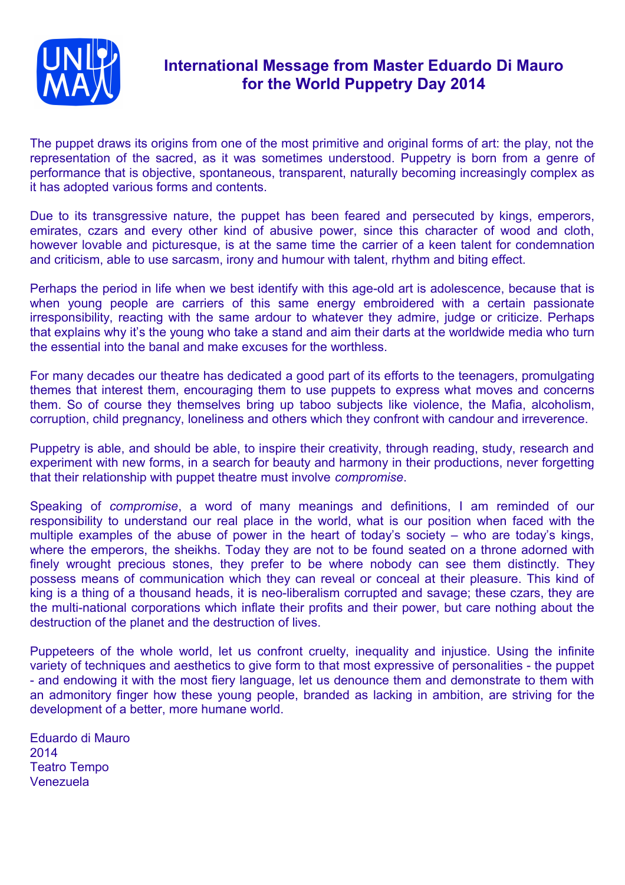# International Message from Master Eduardo Di Mauro for the World Puppetry Day 2014

The puppet draws its origins from one of the most primitive and original forms of art: the play, not the representation of the sacred, as it was sometimes understood. Puppetry is born from a genre of performance that is objective, spontaneous, transparent, naturally becoming increasingly complex as it has adopted various forms and contents.

Due to its transgressive nature, the puppet has been feared and persecuted by kings, emperors, emirates, czars and every other kind of abusive power, since this character of wood and cloth, however lovable and picturesque, is at the same time the carrier of a keen talent for condemnation and criticism, able to use sarcasm, irony and humour with talent, rhythm and biting effect.

Perhaps the period in life when we best identify with this age-old art is adolescence, because that is when young people are carriers of this same energy embroidered with a certain passionate irresponsibility, reacting with the same ardour to whatever they admire, judge or criticize. Perhaps that explains why it's the young who take a stand and aim their darts at the worldwide media who turn the essential into the banal and make excuses for the worthless.

For many decades our theatre has dedicated a good part of its efforts to the teenagers, promulgating themes that interest them, encouraging them to use puppets to express what moves and concerns them. So of course they themselves bring up taboo subjects like violence, the Mafia, alcoholism, corruption, child pregnancy, loneliness and others which they confront with candour and irreverence.

Puppetry is able, and should be able, to inspire their creativity, through reading, study, research and experiment with new forms, in a search for beauty and harmony in their productions, never forgetting that their relationship with puppet theatre must involve *compromise*.

Speaking of *compromise*, a word of many meanings and definitions, I am reminded of our responsibility to understand our real place in the world, what is our position when faced with the multiple examples of the abuse of power in the heart of today's society – who are today's kings, where the emperors, the sheikhs. Today they are not to be found seated on a throne adorned with finely wrought precious stones, they prefer to be where nobody can see them distinctly. They possess means of communication which they can reveal or conceal at their pleasure. This kind of king is a thing of a thousand heads, it is neo-liberalism corrupted and savage; these czars, they are the multi-national corporations which inflate their profits and their power, but care nothing about the destruction of the planet and the destruction of lives.

Puppeteers of the whole world, let us confront cruelty, inequality and injustice. Using the infinite variety of techniques and aesthetics to give form to that most expressive of personalities - the puppet - and endowing it with the most fiery language, let us denounce them and demonstrate to them with an admonitory finger how these young people, branded as lacking in ambition, are striving for the development of a better, more humane world.

Eduardo di Mauro
2014
Teatro Tempo
Venezuela